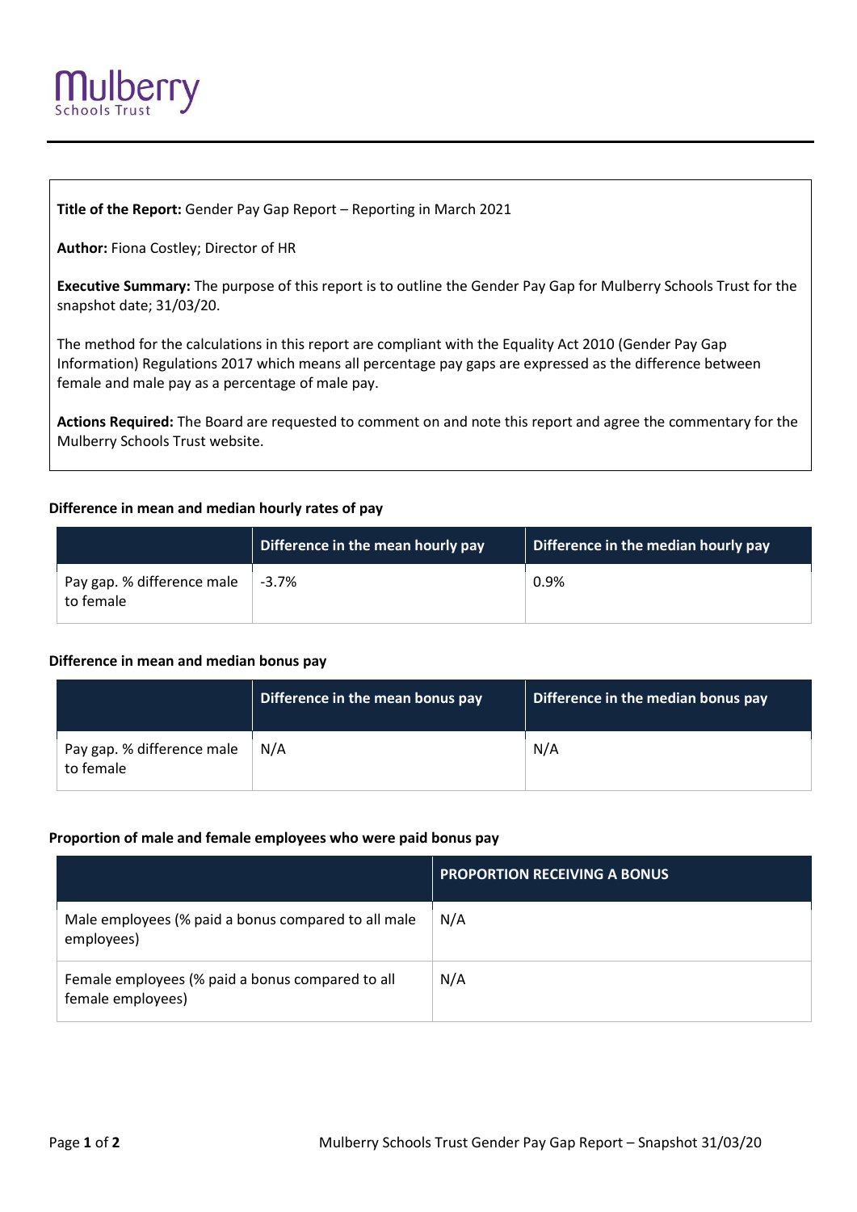**Mulberry** Schools Trust

**Title of the Report:** Gender Pay Gap Report – Reporting in March 2021

**Author:** Fiona Costley; Director of HR

**Executive Summary:** The purpose of this report is to outline the Gender Pay Gap for Mulberry Schools Trust for the snapshot date; 31/03/20.

The method for the calculations in this report are compliant with the Equality Act 2010 (Gender Pay Gap Information) Regulations 2017 which means all percentage pay gaps are expressed as the difference between female and male pay as a percentage of male pay.

**Actions Required:** The Board are requested to comment on and note this report and agree the commentary for the Mulberry Schools Trust website.

### Difference in mean and median hourly rates of pay

| | Difference in the mean hourly pay | Difference in the median hourly pay |
|---|---|---|
| Pay gap. % difference male to female | -3.7% | 0.9% |

### Difference in mean and median bonus pay

| | Difference in the mean bonus pay | Difference in the median bonus pay |
|---|---|---|
| Pay gap. % difference male to female | N/A | N/A |

### Proportion of male and female employees who were paid bonus pay

| | PROPORTION RECEIVING A BONUS |
|---|---|
| Male employees (% paid a bonus compared to all male employees) | N/A |
| Female employees (% paid a bonus compared to all female employees) | N/A |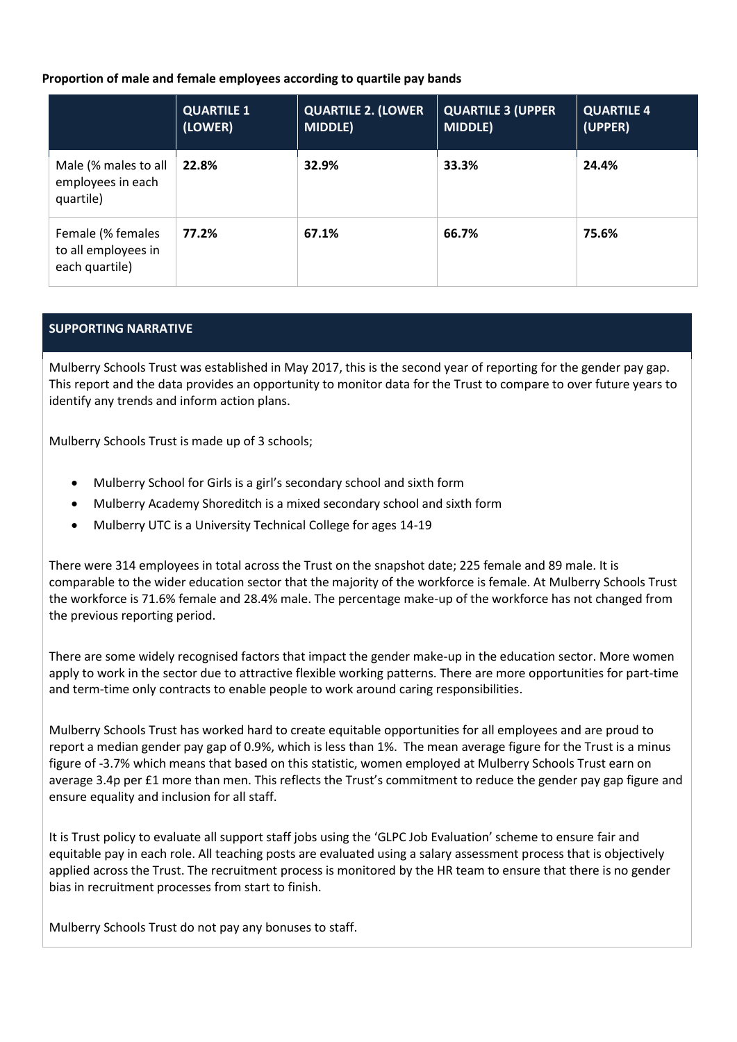**Proportion of male and female employees according to quartile pay bands**

| | QUARTILE 1 (LOWER) | QUARTILE 2. (LOWER MIDDLE) | QUARTILE 3 (UPPER MIDDLE) | QUARTILE 4 (UPPER) |
|---|---|---|---|---|
| Male (% males to all employees in each quartile) | **22.8%** | **32.9%** | **33.3%** | **24.4%** |
| Female (% females to all employees in each quartile) | **77.2%** | **67.1%** | **66.7%** | **75.6%** |

## SUPPORTING NARRATIVE

Mulberry Schools Trust was established in May 2017, this is the second year of reporting for the gender pay gap. This report and the data provides an opportunity to monitor data for the Trust to compare to over future years to identify any trends and inform action plans.

Mulberry Schools Trust is made up of 3 schools;

- Mulberry School for Girls is a girl's secondary school and sixth form
- Mulberry Academy Shoreditch is a mixed secondary school and sixth form
- Mulberry UTC is a University Technical College for ages 14-19

There were 314 employees in total across the Trust on the snapshot date; 225 female and 89 male. It is comparable to the wider education sector that the majority of the workforce is female. At Mulberry Schools Trust the workforce is 71.6% female and 28.4% male. The percentage make-up of the workforce has not changed from the previous reporting period.

There are some widely recognised factors that impact the gender make-up in the education sector. More women apply to work in the sector due to attractive flexible working patterns. There are more opportunities for part-time and term-time only contracts to enable people to work around caring responsibilities.

Mulberry Schools Trust has worked hard to create equitable opportunities for all employees and are proud to report a median gender pay gap of 0.9%, which is less than 1%. The mean average figure for the Trust is a minus figure of -3.7% which means that based on this statistic, women employed at Mulberry Schools Trust earn on average 3.4p per £1 more than men. This reflects the Trust's commitment to reduce the gender pay gap figure and ensure equality and inclusion for all staff.

It is Trust policy to evaluate all support staff jobs using the 'GLPC Job Evaluation' scheme to ensure fair and equitable pay in each role. All teaching posts are evaluated using a salary assessment process that is objectively applied across the Trust. The recruitment process is monitored by the HR team to ensure that there is no gender bias in recruitment processes from start to finish.

Mulberry Schools Trust do not pay any bonuses to staff.